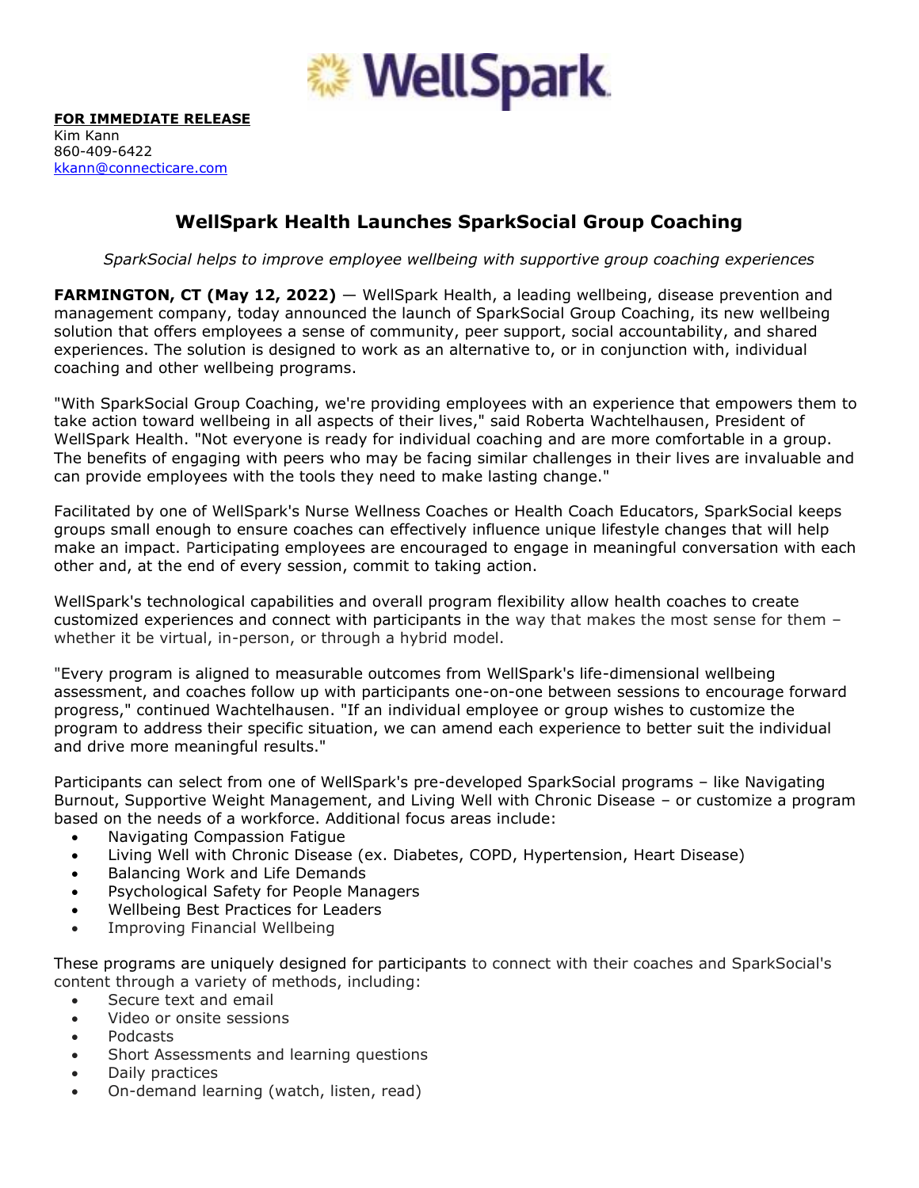WellSpark

**FOR IMMEDIATE RELEASE**
Kim Kann
860-409-6422
kkann@connecticare.com

# WellSpark Health Launches SparkSocial Group Coaching

*SparkSocial helps to improve employee wellbeing with supportive group coaching experiences*

**FARMINGTON, CT (May 12, 2022)** — WellSpark Health, a leading wellbeing, disease prevention and management company, today announced the launch of SparkSocial Group Coaching, its new wellbeing solution that offers employees a sense of community, peer support, social accountability, and shared experiences. The solution is designed to work as an alternative to, or in conjunction with, individual coaching and other wellbeing programs.

"With SparkSocial Group Coaching, we're providing employees with an experience that empowers them to take action toward wellbeing in all aspects of their lives," said Roberta Wachtelhausen, President of WellSpark Health. "Not everyone is ready for individual coaching and are more comfortable in a group. The benefits of engaging with peers who may be facing similar challenges in their lives are invaluable and can provide employees with the tools they need to make lasting change."

Facilitated by one of WellSpark's Nurse Wellness Coaches or Health Coach Educators, SparkSocial keeps groups small enough to ensure coaches can effectively influence unique lifestyle changes that will help make an impact. Participating employees are encouraged to engage in meaningful conversation with each other and, at the end of every session, commit to taking action.

WellSpark's technological capabilities and overall program flexibility allow health coaches to create customized experiences and connect with participants in the way that makes the most sense for them – whether it be virtual, in-person, or through a hybrid model.

"Every program is aligned to measurable outcomes from WellSpark's life-dimensional wellbeing assessment, and coaches follow up with participants one-on-one between sessions to encourage forward progress," continued Wachtelhausen. "If an individual employee or group wishes to customize the program to address their specific situation, we can amend each experience to better suit the individual and drive more meaningful results."

Participants can select from one of WellSpark's pre-developed SparkSocial programs – like Navigating Burnout, Supportive Weight Management, and Living Well with Chronic Disease – or customize a program based on the needs of a workforce. Additional focus areas include:

- Navigating Compassion Fatigue
- Living Well with Chronic Disease (ex. Diabetes, COPD, Hypertension, Heart Disease)
- Balancing Work and Life Demands
- Psychological Safety for People Managers
- Wellbeing Best Practices for Leaders
- Improving Financial Wellbeing

These programs are uniquely designed for participants to connect with their coaches and SparkSocial's content through a variety of methods, including:

- Secure text and email
- Video or onsite sessions
- Podcasts
- Short Assessments and learning questions
- Daily practices
- On-demand learning (watch, listen, read)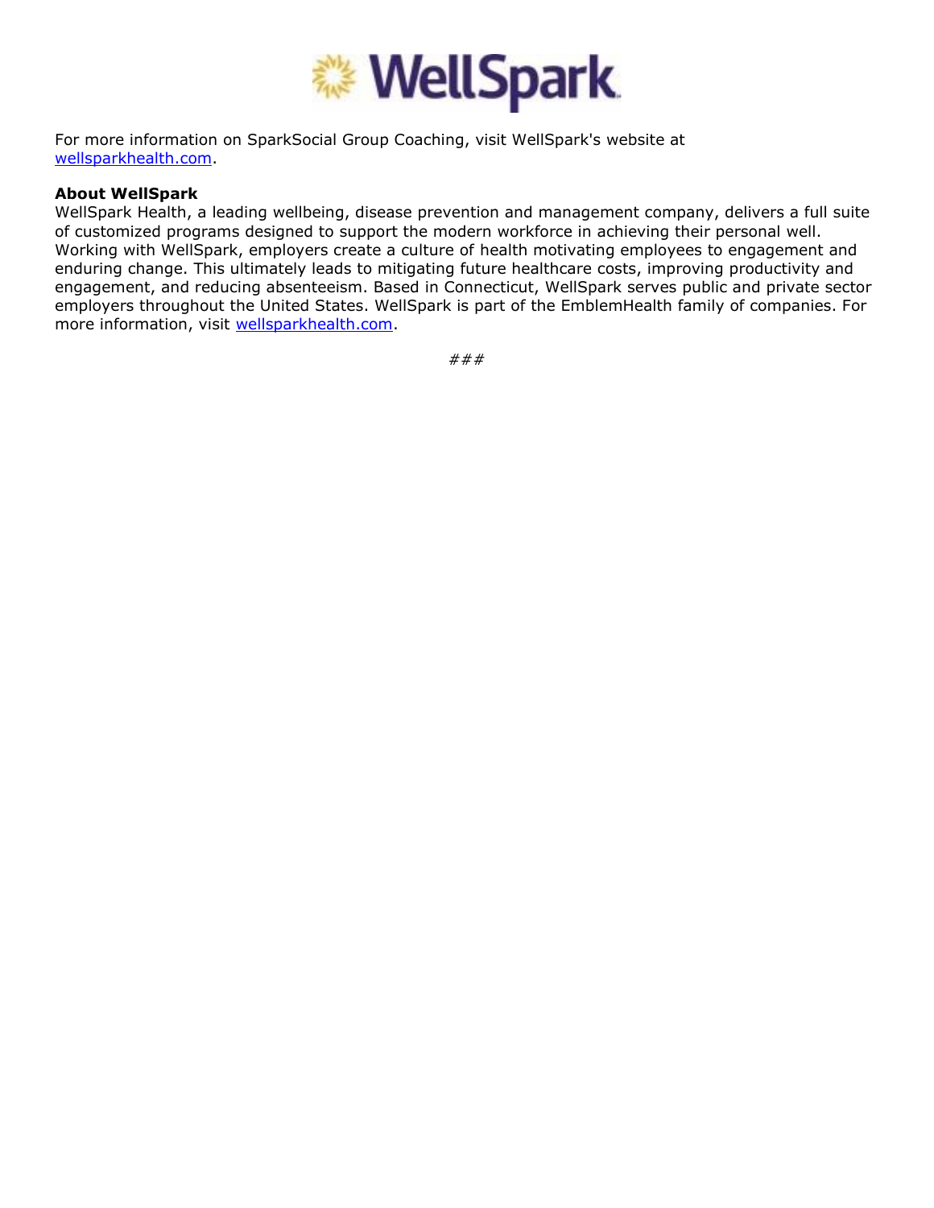For more information on SparkSocial Group Coaching, visit WellSpark's website at [wellsparkhealth.com](http://wellsparkhealth.com).

**About WellSpark**

WellSpark Health, a leading wellbeing, disease prevention and management company, delivers a full suite of customized programs designed to support the modern workforce in achieving their personal well. Working with WellSpark, employers create a culture of health motivating employees to engagement and enduring change. This ultimately leads to mitigating future healthcare costs, improving productivity and engagement, and reducing absenteeism. Based in Connecticut, WellSpark serves public and private sector employers throughout the United States. WellSpark is part of the EmblemHealth family of companies. For more information, visit [wellsparkhealth.com](http://wellsparkhealth.com).

###